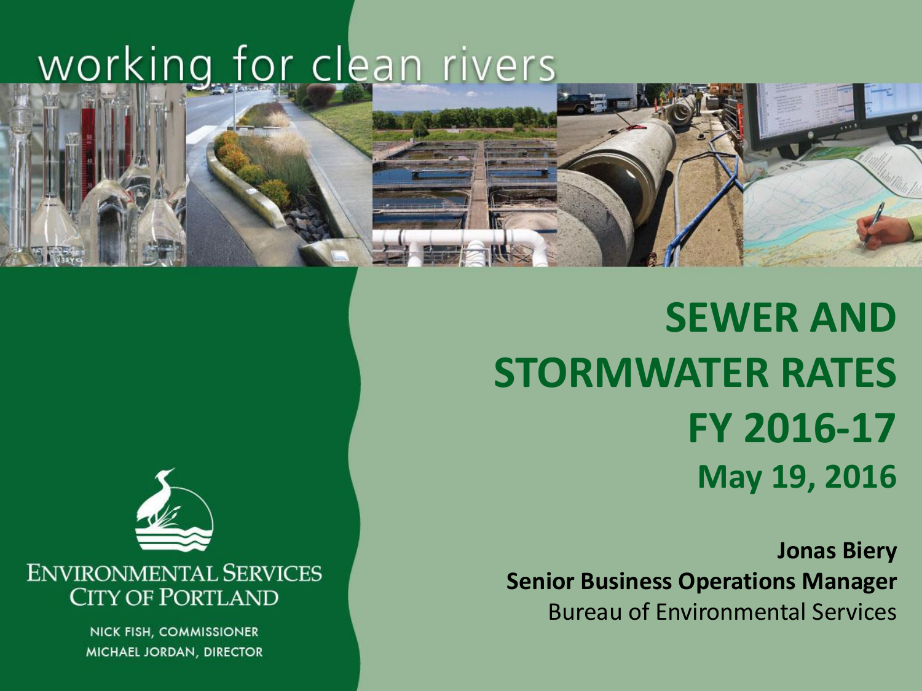working for clean rivers

# SEWER AND STORMWATER RATES FY 2016-17

## May 19, 2016

**Jonas Biery**
**Senior Business Operations Manager**
Bureau of Environmental Services

ENVIRONMENTAL SERVICES
CITY OF PORTLAND

NICK FISH, COMMISSIONER
MICHAEL JORDAN, DIRECTOR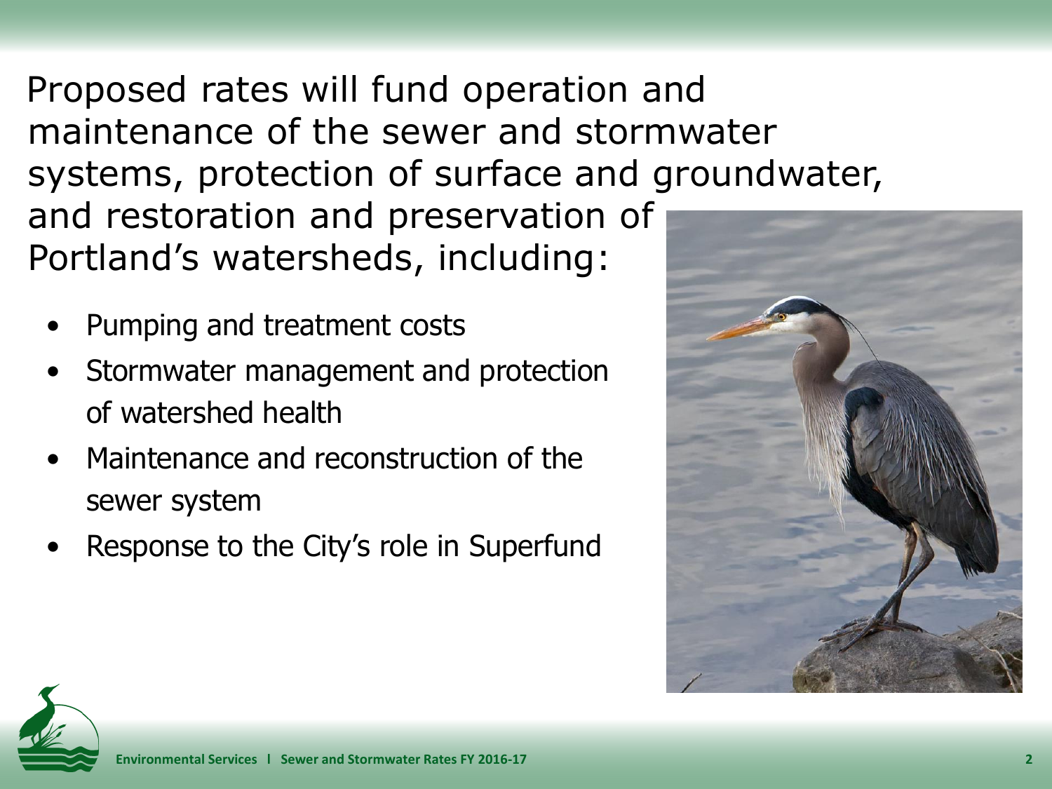Proposed rates will fund operation and maintenance of the sewer and stormwater systems, protection of surface and groundwater, and restoration and preservation of Portland's watersheds, including:

- Pumping and treatment costs
- Stormwater management and protection of watershed health
- Maintenance and reconstruction of the sewer system
- Response to the City's role in Superfund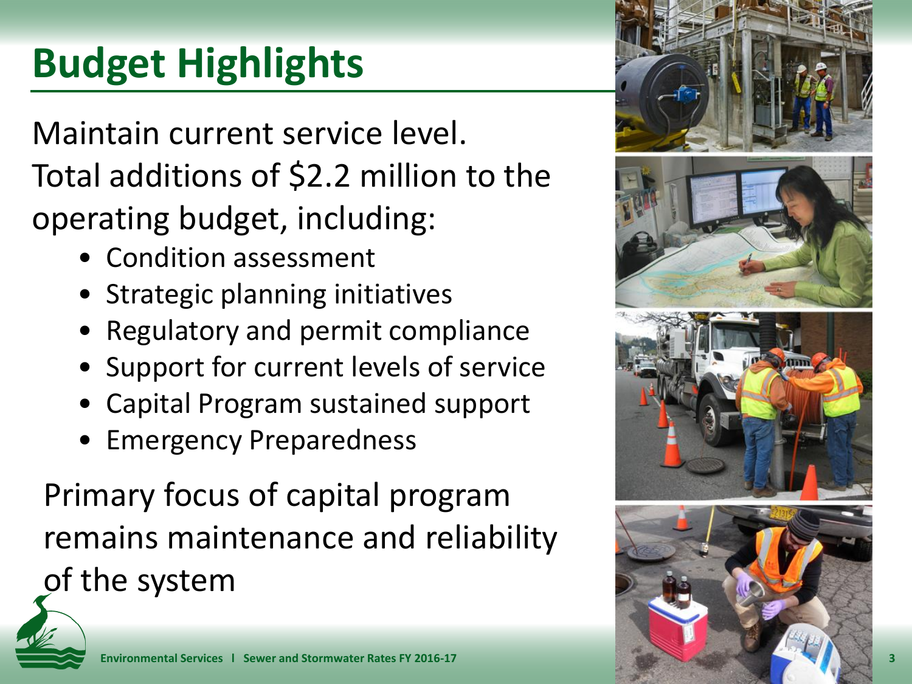# Budget Highlights

Maintain current service level.
Total additions of $2.2 million to the operating budget, including:

- Condition assessment
- Strategic planning initiatives
- Regulatory and permit compliance
- Support for current levels of service
- Capital Program sustained support
- Emergency Preparedness

Primary focus of capital program remains maintenance and reliability of the system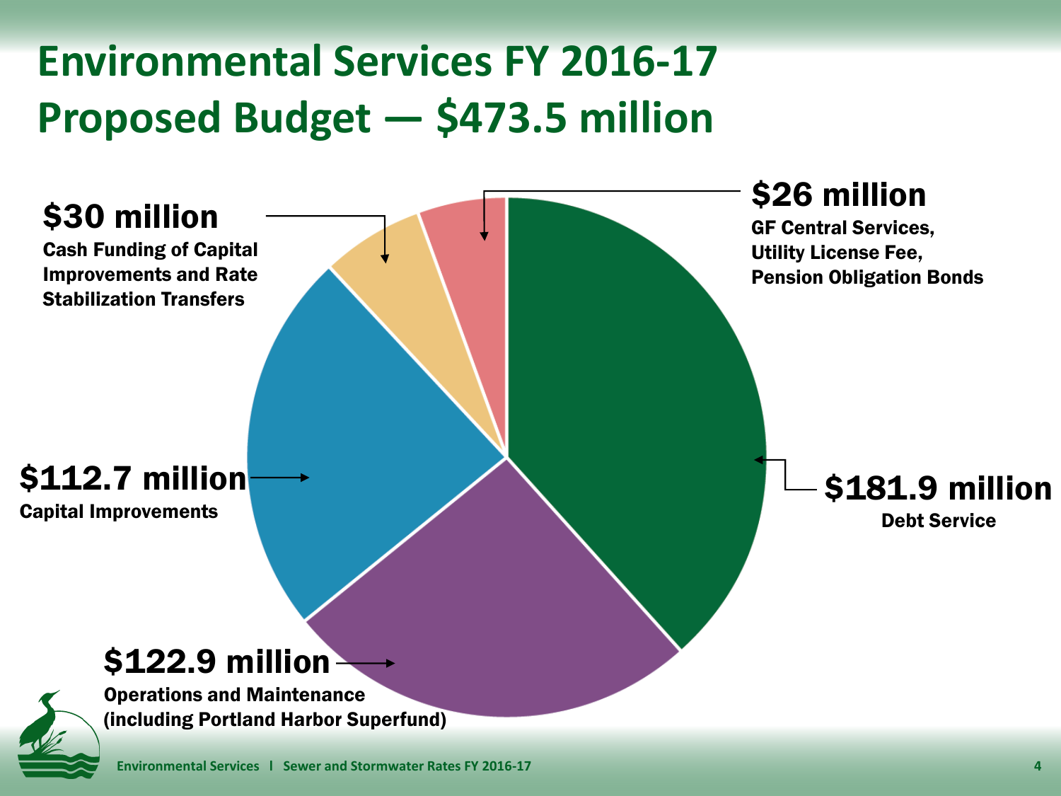# Environmental Services FY 2016-17 Proposed Budget — $473.5 million

**$30 million**
**Cash Funding of Capital Improvements and Rate Stabilization Transfers**

**$26 million**
**GF Central Services, Utility License Fee, Pension Obligation Bonds**

**$112.7 million**
**Capital Improvements**

**$181.9 million**
**Debt Service**

**$122.9 million**
**Operations and Maintenance (including Portland Harbor Superfund)**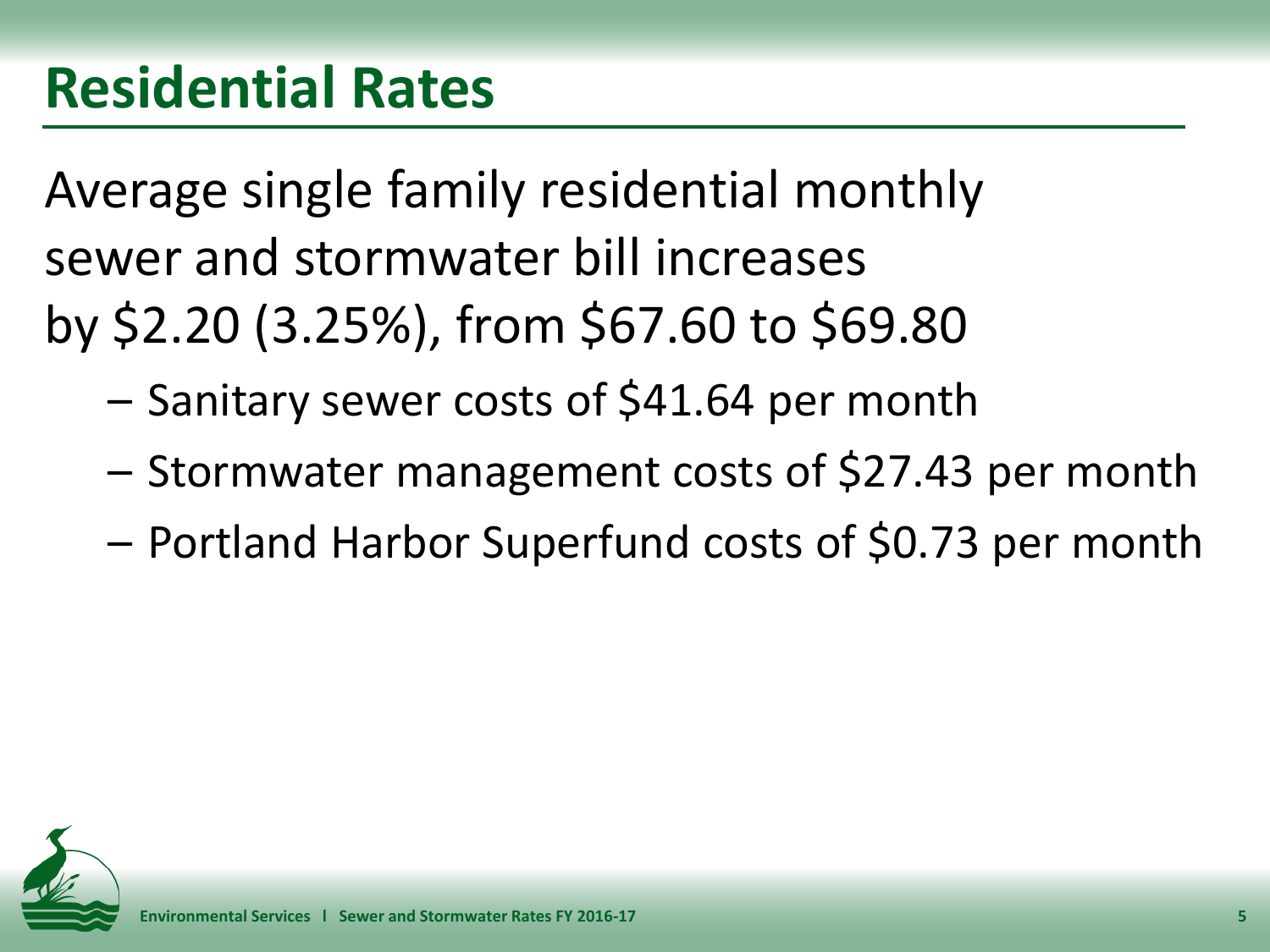# Residential Rates

Average single family residential monthly sewer and stormwater bill increases by $2.20 (3.25%), from $67.60 to $69.80

- Sanitary sewer costs of $41.64 per month
- Stormwater management costs of $27.43 per month
- Portland Harbor Superfund costs of $0.73 per month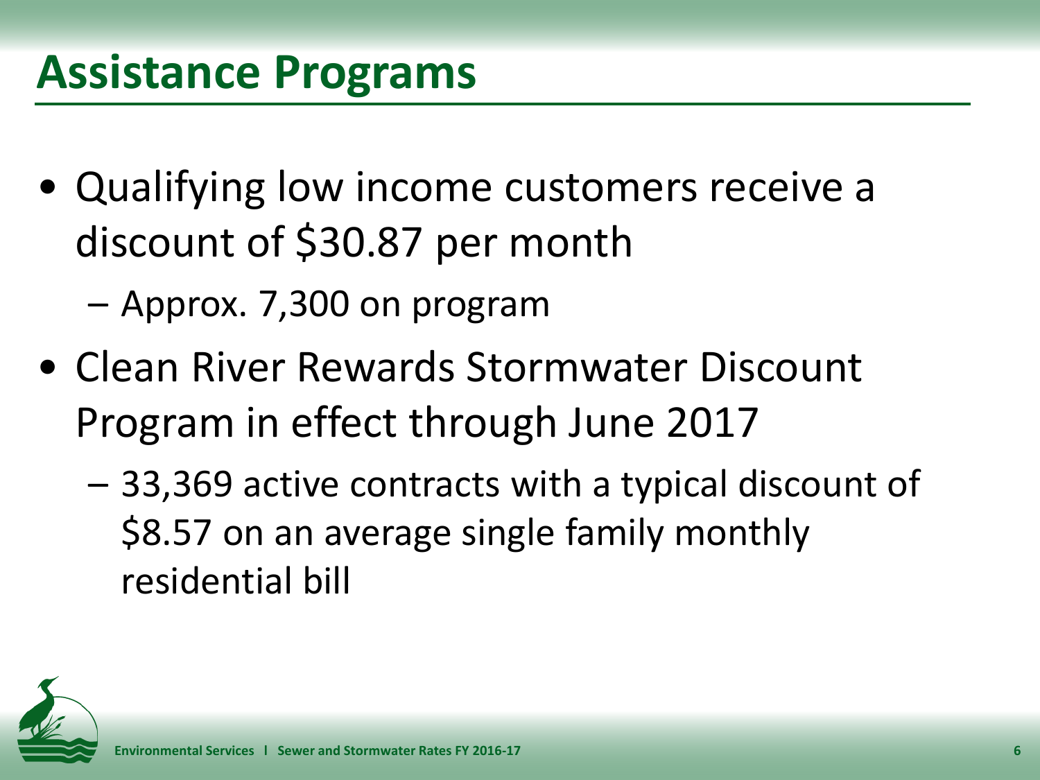# Assistance Programs

- Qualifying low income customers receive a discount of $30.87 per month
  - Approx. 7,300 on program
- Clean River Rewards Stormwater Discount Program in effect through June 2017
  - 33,369 active contracts with a typical discount of $8.57 on an average single family monthly residential bill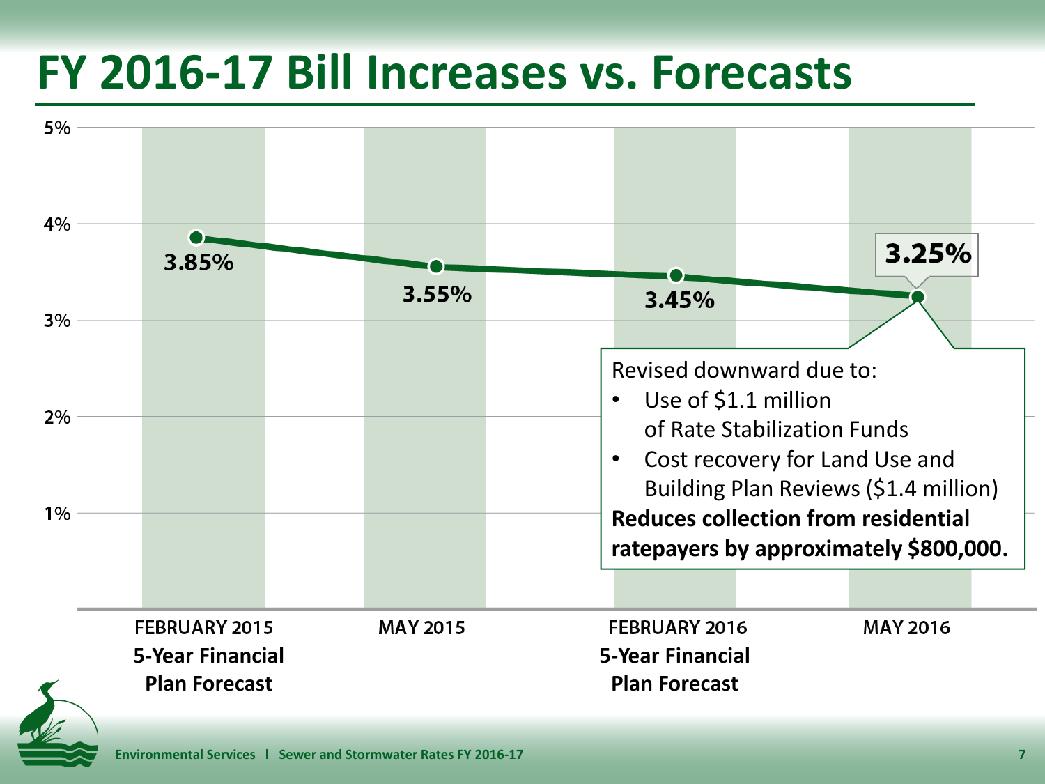# FY 2016-17 Bill Increases vs. Forecasts

| | FEBRUARY 2015 **5-Year Financial Plan Forecast** | MAY 2015 | FEBRUARY 2016 **5-Year Financial Plan Forecast** | MAY 2016 |
|---|---|---|---|---|
| Bill Increase | 3.85% | 3.55% | 3.45% | 3.25% |

Revised downward due to:

- Use of $1.1 million of Rate Stabilization Funds
- Cost recovery for Land Use and Building Plan Reviews ($1.4 million)

**Reduces collection from residential ratepayers by approximately $800,000.**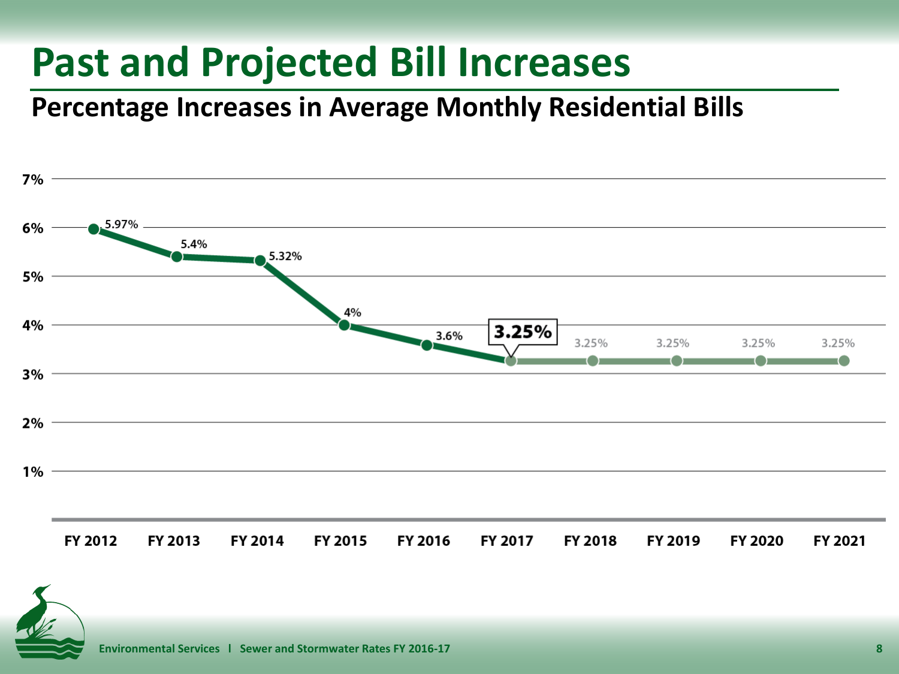# Past and Projected Bill Increases

## Percentage Increases in Average Monthly Residential Bills

| Fiscal Year | Percentage Increase |
| --- | --- |
| FY 2012 | 5.97% |
| FY 2013 | 5.4% |
| FY 2014 | 5.32% |
| FY 2015 | 4% |
| FY 2016 | 3.6% |
| FY 2017 | 3.25% |
| FY 2018 | 3.25% |
| FY 2019 | 3.25% |
| FY 2020 | 3.25% |
| FY 2021 | 3.25% |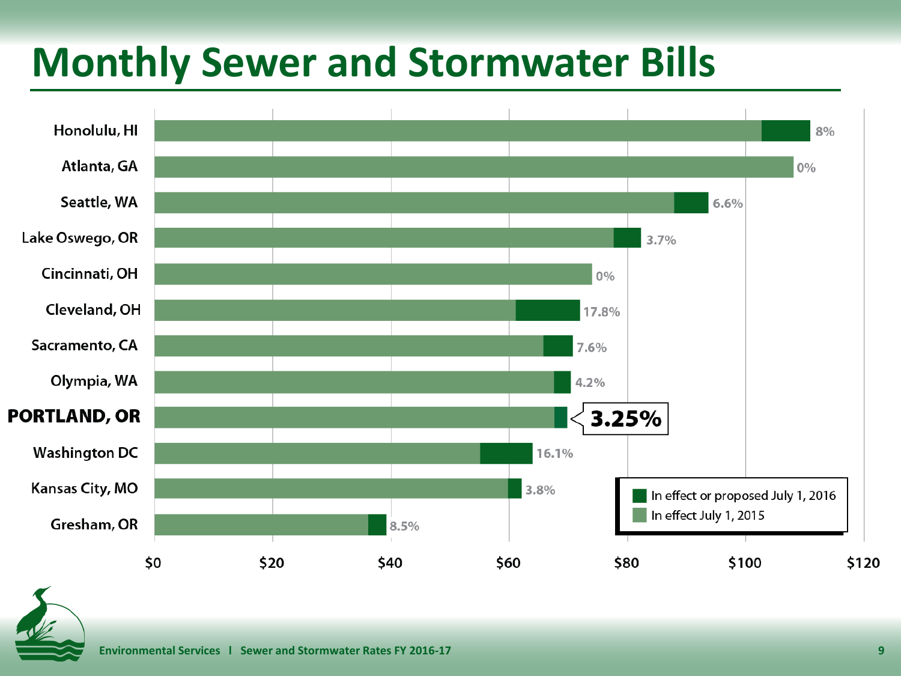# Monthly Sewer and Stormwater Bills

| City | Increase |
|---|---|
| Honolulu, HI | 8% |
| Atlanta, GA | 0% |
| Seattle, WA | 6.6% |
| Lake Oswego, OR | 3.7% |
| Cincinnati, OH | 0% |
| Cleveland, OH | 17.8% |
| Sacramento, CA | 7.6% |
| Olympia, WA | 4.2% |
| **PORTLAND, OR** | **3.25%** |
| Washington DC | 16.1% |
| Kansas City, MO | 3.8% |
| Gresham, OR | 8.5% |

Axis: $0, $20, $40, $60, $80, $100, $120

Legend:
- In effect or proposed July 1, 2016
- In effect July 1, 2015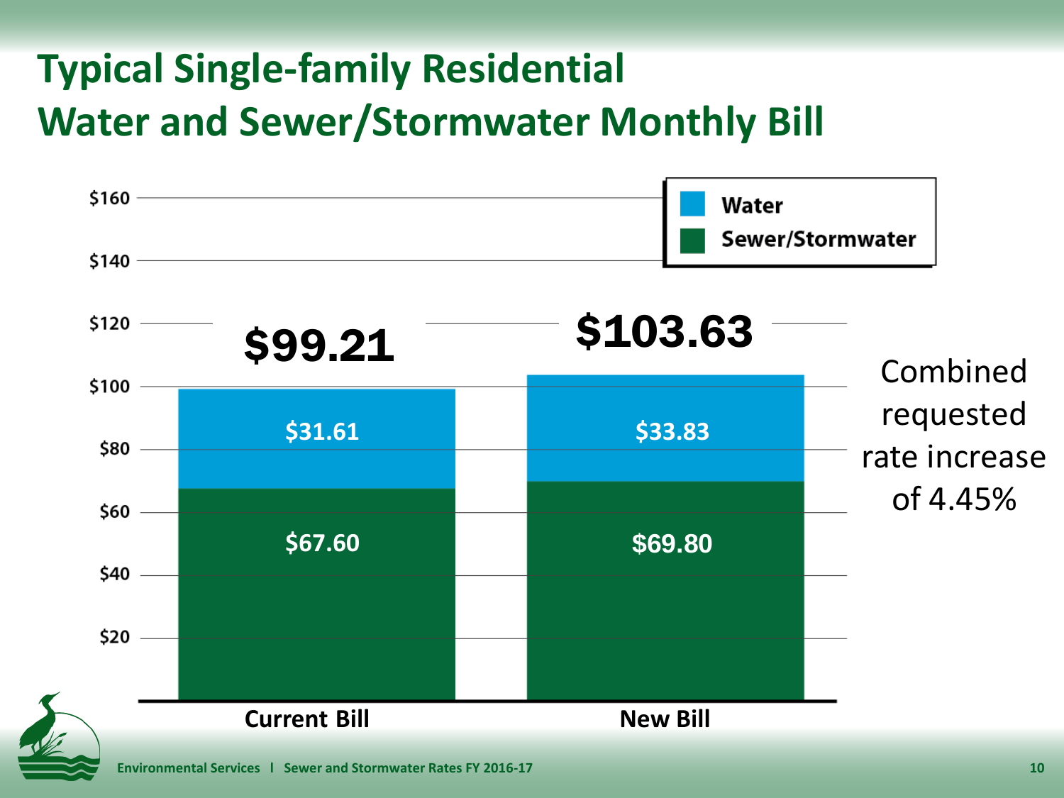# Typical Single-family Residential Water and Sewer/Stormwater Monthly Bill

$160
$140
$120
$100
$80
$60
$40
$20

Water
Sewer/Stormwater

$99.21
$31.61
$67.60
Current Bill

$103.63
$33.83
$69.80
New Bill

Combined requested rate increase of 4.45%